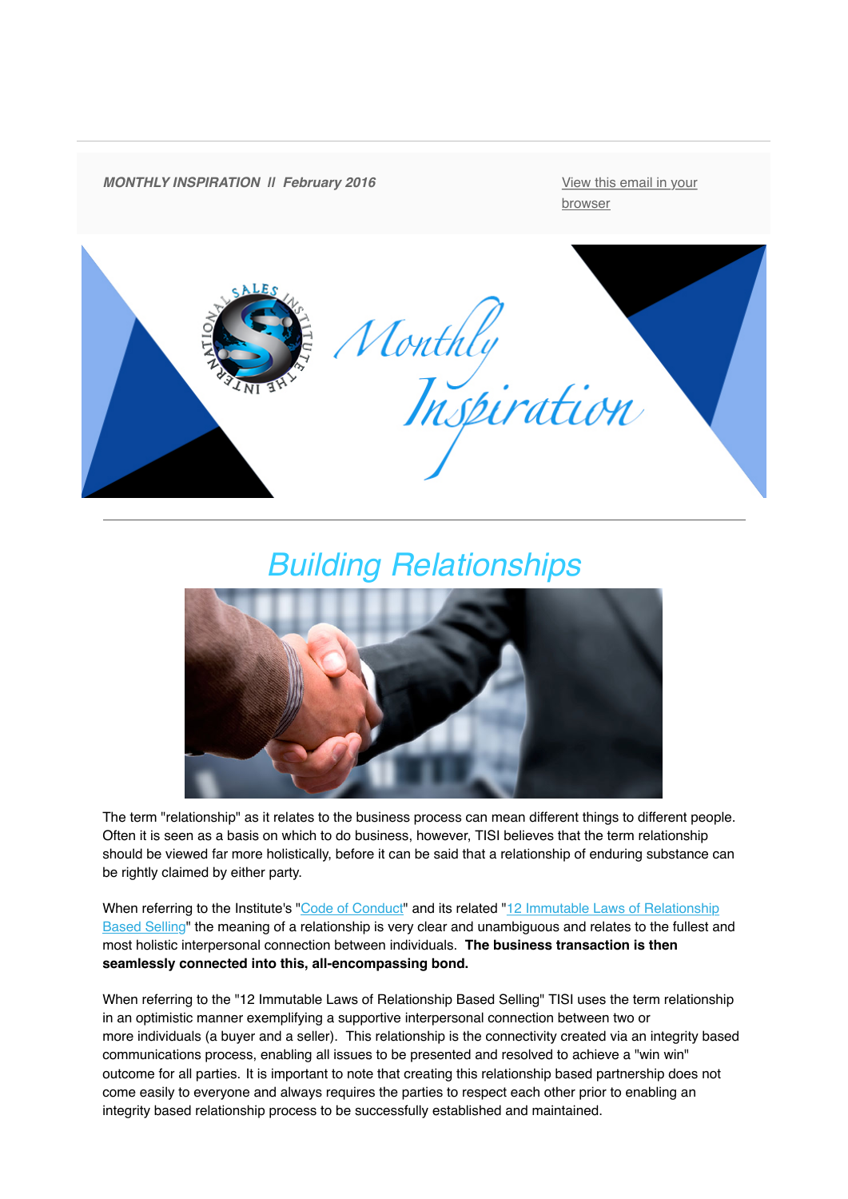***MONTHLY INSPIRATION // February 2016***

View this email in your browser

# Building Relationships

The term "relationship" as it relates to the business process can mean different things to different people. Often it is seen as a basis on which to do business, however, TISI believes that the term relationship should be viewed far more holistically, before it can be said that a relationship of enduring substance can be rightly claimed by either party.

When referring to the Institute's "Code of Conduct" and its related "12 Immutable Laws of Relationship Based Selling" the meaning of a relationship is very clear and unambiguous and relates to the fullest and most holistic interpersonal connection between individuals. **The business transaction is then seamlessly connected into this, all-encompassing bond.**

When referring to the "12 Immutable Laws of Relationship Based Selling" TISI uses the term relationship in an optimistic manner exemplifying a supportive interpersonal connection between two or more individuals (a buyer and a seller). This relationship is the connectivity created via an integrity based communications process, enabling all issues to be presented and resolved to achieve a "win win" outcome for all parties. It is important to note that creating this relationship based partnership does not come easily to everyone and always requires the parties to respect each other prior to enabling an integrity based relationship process to be successfully established and maintained.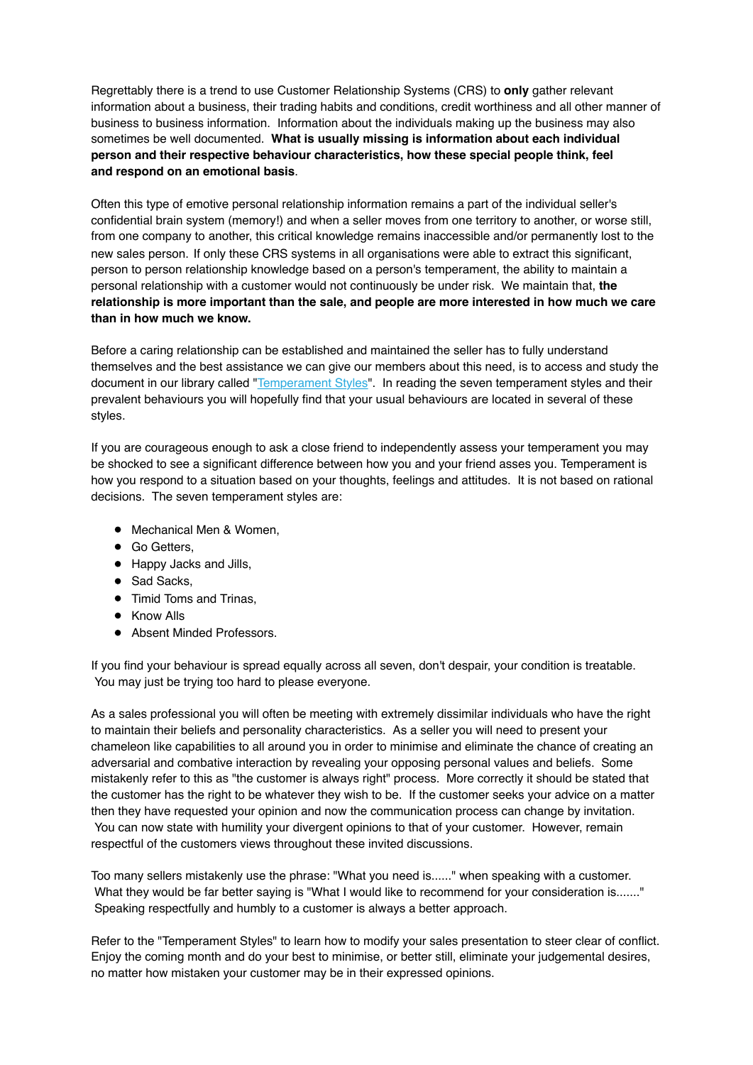Regrettably there is a trend to use Customer Relationship Systems (CRS) to **only** gather relevant information about a business, their trading habits and conditions, credit worthiness and all other manner of business to business information. Information about the individuals making up the business may also sometimes be well documented. **What is usually missing is information about each individual person and their respective behaviour characteristics, how these special people think, feel and respond on an emotional basis**.

Often this type of emotive personal relationship information remains a part of the individual seller's confidential brain system (memory!) and when a seller moves from one territory to another, or worse still, from one company to another, this critical knowledge remains inaccessible and/or permanently lost to the new sales person. If only these CRS systems in all organisations were able to extract this significant, person to person relationship knowledge based on a person's temperament, the ability to maintain a personal relationship with a customer would not continuously be under risk. We maintain that, **the relationship is more important than the sale, and people are more interested in how much we care than in how much we know.**

Before a caring relationship can be established and maintained the seller has to fully understand themselves and the best assistance we can give our members about this need, is to access and study the document in our library called "Temperament Styles". In reading the seven temperament styles and their prevalent behaviours you will hopefully find that your usual behaviours are located in several of these styles.

If you are courageous enough to ask a close friend to independently assess your temperament you may be shocked to see a significant difference between how you and your friend asses you. Temperament is how you respond to a situation based on your thoughts, feelings and attitudes. It is not based on rational decisions. The seven temperament styles are:

- Mechanical Men & Women,
- Go Getters,
- Happy Jacks and Jills,
- Sad Sacks,
- Timid Toms and Trinas,
- Know Alls
- Absent Minded Professors.

If you find your behaviour is spread equally across all seven, don't despair, your condition is treatable. You may just be trying too hard to please everyone.

As a sales professional you will often be meeting with extremely dissimilar individuals who have the right to maintain their beliefs and personality characteristics. As a seller you will need to present your chameleon like capabilities to all around you in order to minimise and eliminate the chance of creating an adversarial and combative interaction by revealing your opposing personal values and beliefs. Some mistakenly refer to this as "the customer is always right" process. More correctly it should be stated that the customer has the right to be whatever they wish to be. If the customer seeks your advice on a matter then they have requested your opinion and now the communication process can change by invitation. You can now state with humility your divergent opinions to that of your customer. However, remain respectful of the customers views throughout these invited discussions.

Too many sellers mistakenly use the phrase: "What you need is......" when speaking with a customer. What they would be far better saying is "What I would like to recommend for your consideration is......." Speaking respectfully and humbly to a customer is always a better approach.

Refer to the "Temperament Styles" to learn how to modify your sales presentation to steer clear of conflict. Enjoy the coming month and do your best to minimise, or better still, eliminate your judgemental desires, no matter how mistaken your customer may be in their expressed opinions.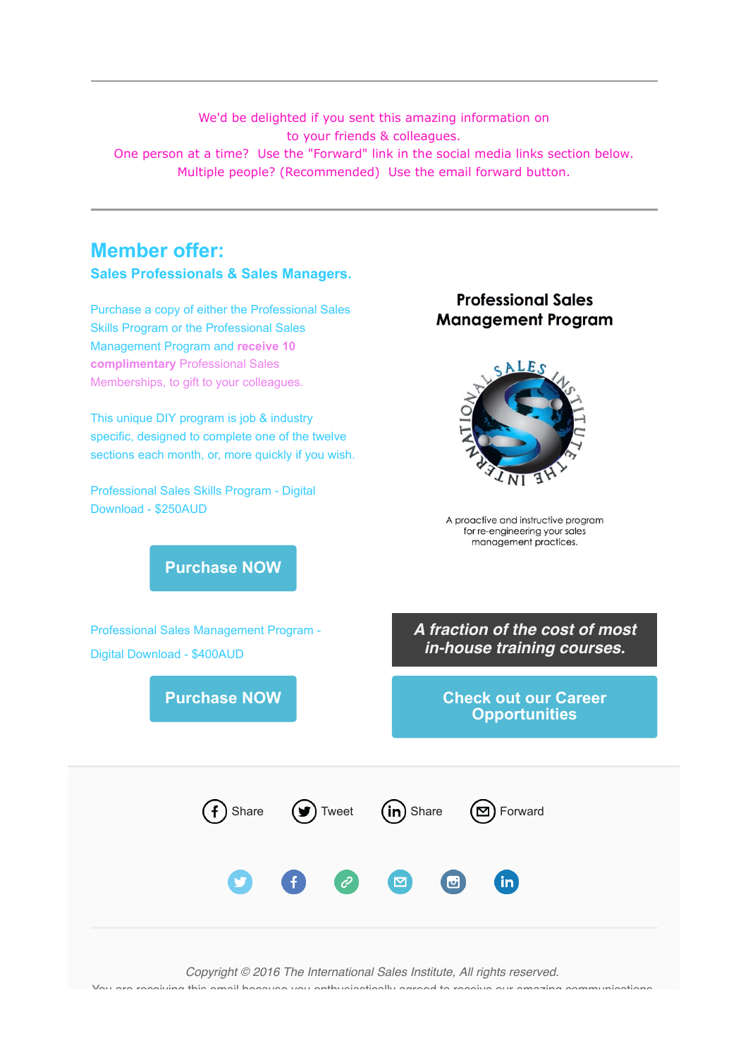We'd be delighted if you sent this amazing information on
to your friends & colleagues.
One person at a time? Use the "Forward" link in the social media links section below.
Multiple people? (Recommended) Use the email forward button.

## Member offer:

### Sales Professionals & Sales Managers.

Purchase a copy of either the Professional Sales Skills Program or the Professional Sales Management Program and **receive 10 complimentary** Professional Sales Memberships, to gift to your colleagues.

This unique DIY program is job & industry specific, designed to complete one of the twelve sections each month, or, more quickly if you wish.

Professional Sales Skills Program - Digital Download - $250AUD

Purchase NOW

Professional Sales Management Program - Digital Download - $400AUD

Purchase NOW

**Professional Sales Management Program**

THE INTERNATIONAL SALES INSTITUTE

A proactive and instructive program for re-engineering your sales management practices.

***A fraction of the cost of most in-house training courses.***

Check out our Career Opportunities

Share Tweet Share Forward

*Copyright © 2016 The International Sales Institute, All rights reserved.*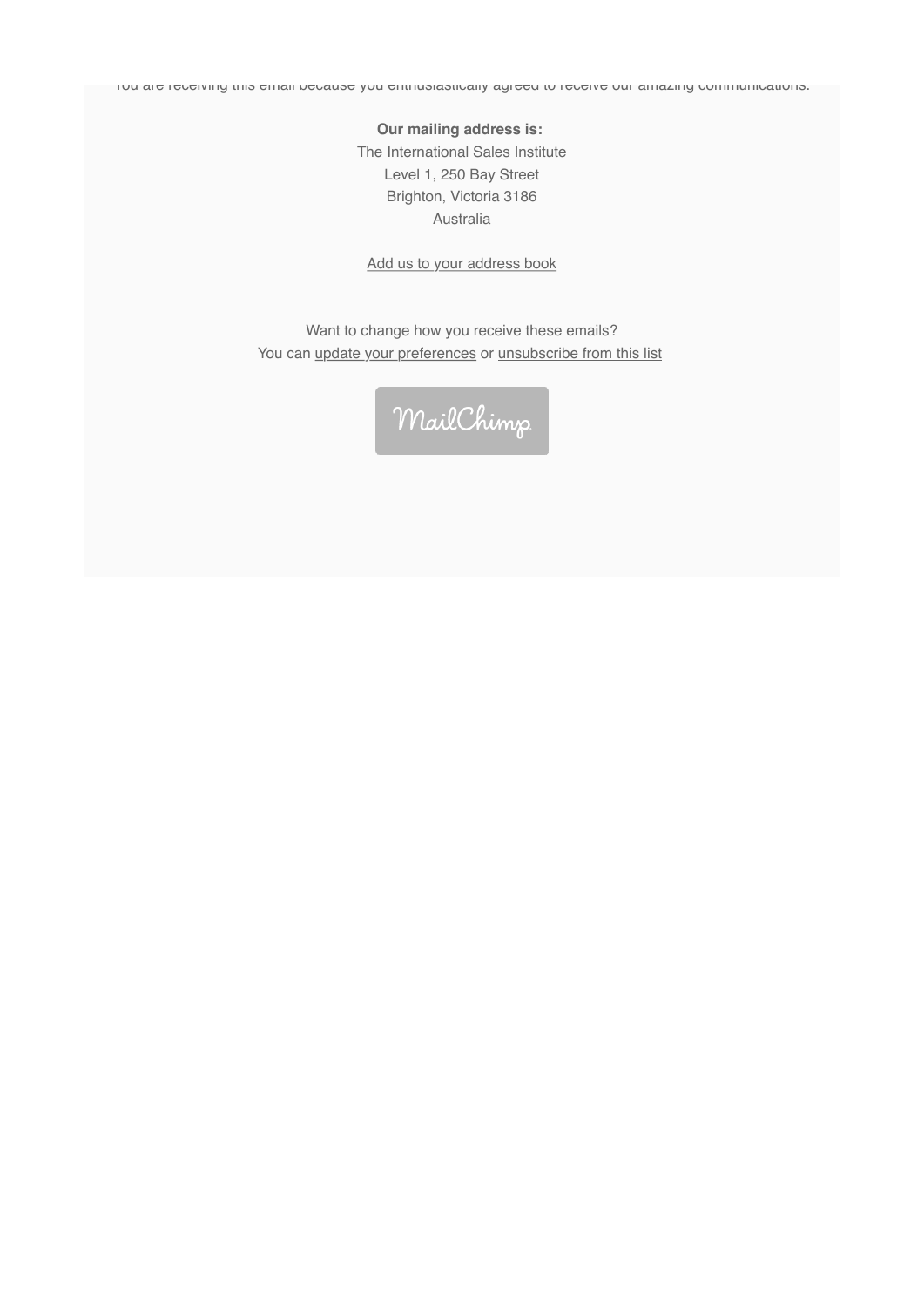You are receiving this email because you enthusiastically agreed to receive our amazing communications.

**Our mailing address is:**
The International Sales Institute
Level 1, 250 Bay Street
Brighton, Victoria 3186
Australia

Add us to your address book

Want to change how you receive these emails?
You can update your preferences or unsubscribe from this list

MailChimp